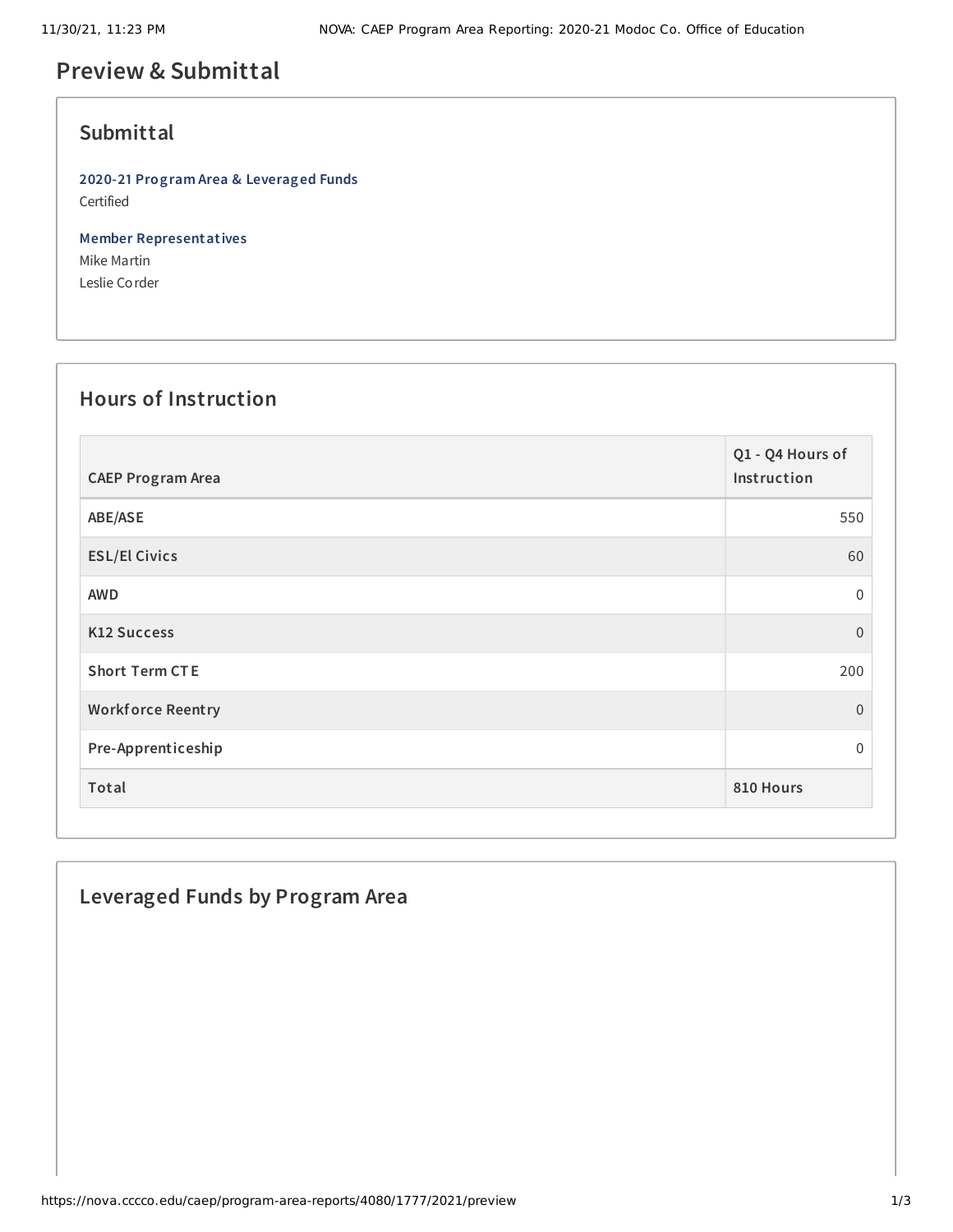# Preview & Submittal

## Submittal

**2020-21 Program Area & Leveraged Funds**
Certified

**Member Representatives**
Mike Martin
Leslie Corder

## Hours of Instruction

| CAEP Program Area | Q1 - Q4 Hours of Instruction |
|---|---|
| ABE/ASE | 550 |
| ESL/El Civics | 60 |
| AWD | 0 |
| K12 Success | 0 |
| Short Term CTE | 200 |
| Workforce Reentry | 0 |
| Pre-Apprenticeship | 0 |
| Total | 810 Hours |

## Leveraged Funds by Program Area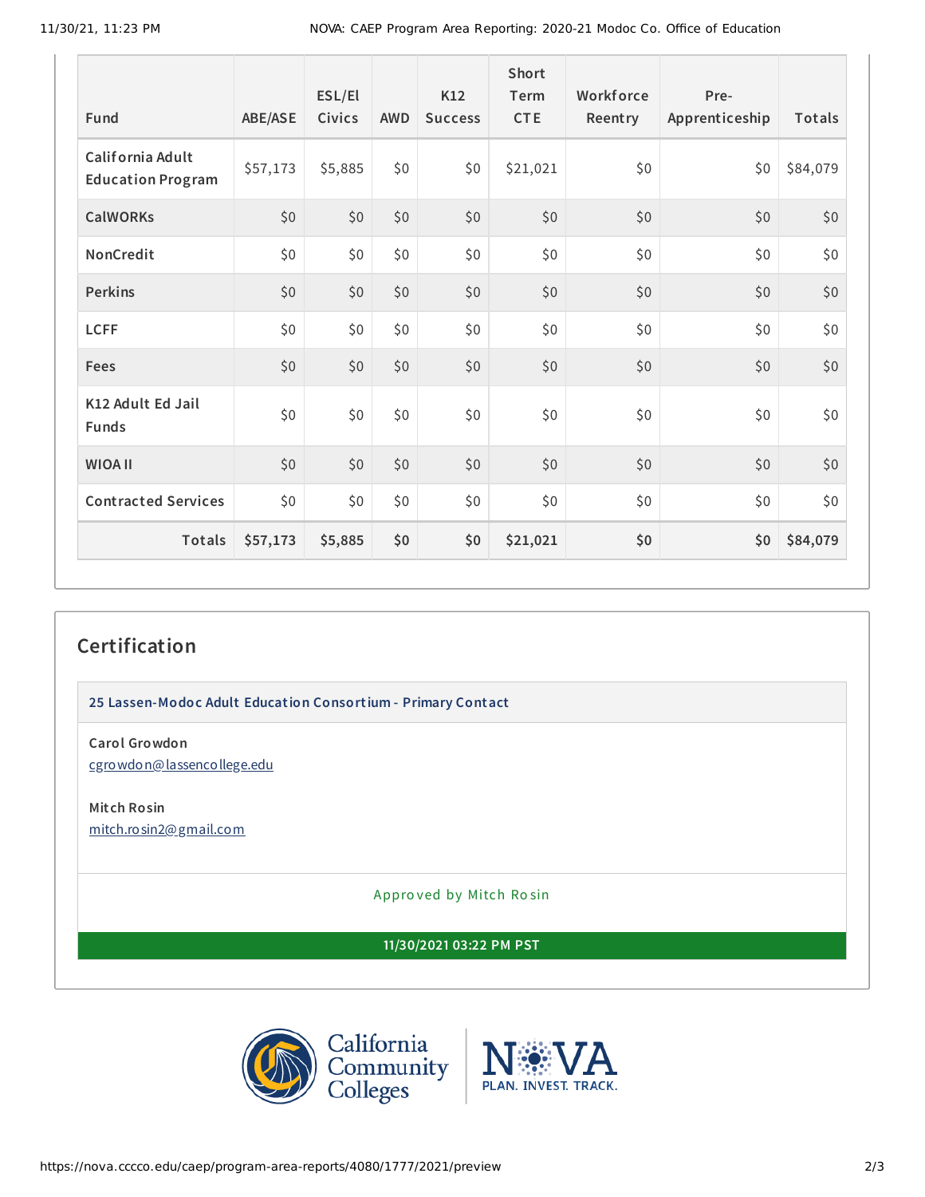| Fund | ABE/ASE | ESL/El Civics | AWD | K12 Success | Short Term CTE | Workforce Reentry | Pre-Apprenticeship | Totals |
|---|---|---|---|---|---|---|---|---|
| California Adult Education Program | $57,173 | $5,885 | $0 | $0 | $21,021 | $0 | $0 | $84,079 |
| CalWORKs | $0 | $0 | $0 | $0 | $0 | $0 | $0 | $0 |
| NonCredit | $0 | $0 | $0 | $0 | $0 | $0 | $0 | $0 |
| Perkins | $0 | $0 | $0 | $0 | $0 | $0 | $0 | $0 |
| LCFF | $0 | $0 | $0 | $0 | $0 | $0 | $0 | $0 |
| Fees | $0 | $0 | $0 | $0 | $0 | $0 | $0 | $0 |
| K12 Adult Ed Jail Funds | $0 | $0 | $0 | $0 | $0 | $0 | $0 | $0 |
| WIOA II | $0 | $0 | $0 | $0 | $0 | $0 | $0 | $0 |
| Contracted Services | $0 | $0 | $0 | $0 | $0 | $0 | $0 | $0 |
| **Totals** | **$57,173** | **$5,885** | **$0** | **$0** | **$21,021** | **$0** | **$0** | **$84,079** |

## Certification

**25 Lassen-Modoc Adult Education Consortium - Primary Contact**

**Carol Growdon**
cgrowdon@lassencollege.edu

**Mitch Rosin**
mitch.rosin2@gmail.com

Approved by Mitch Rosin

**11/30/2021 03:22 PM PST**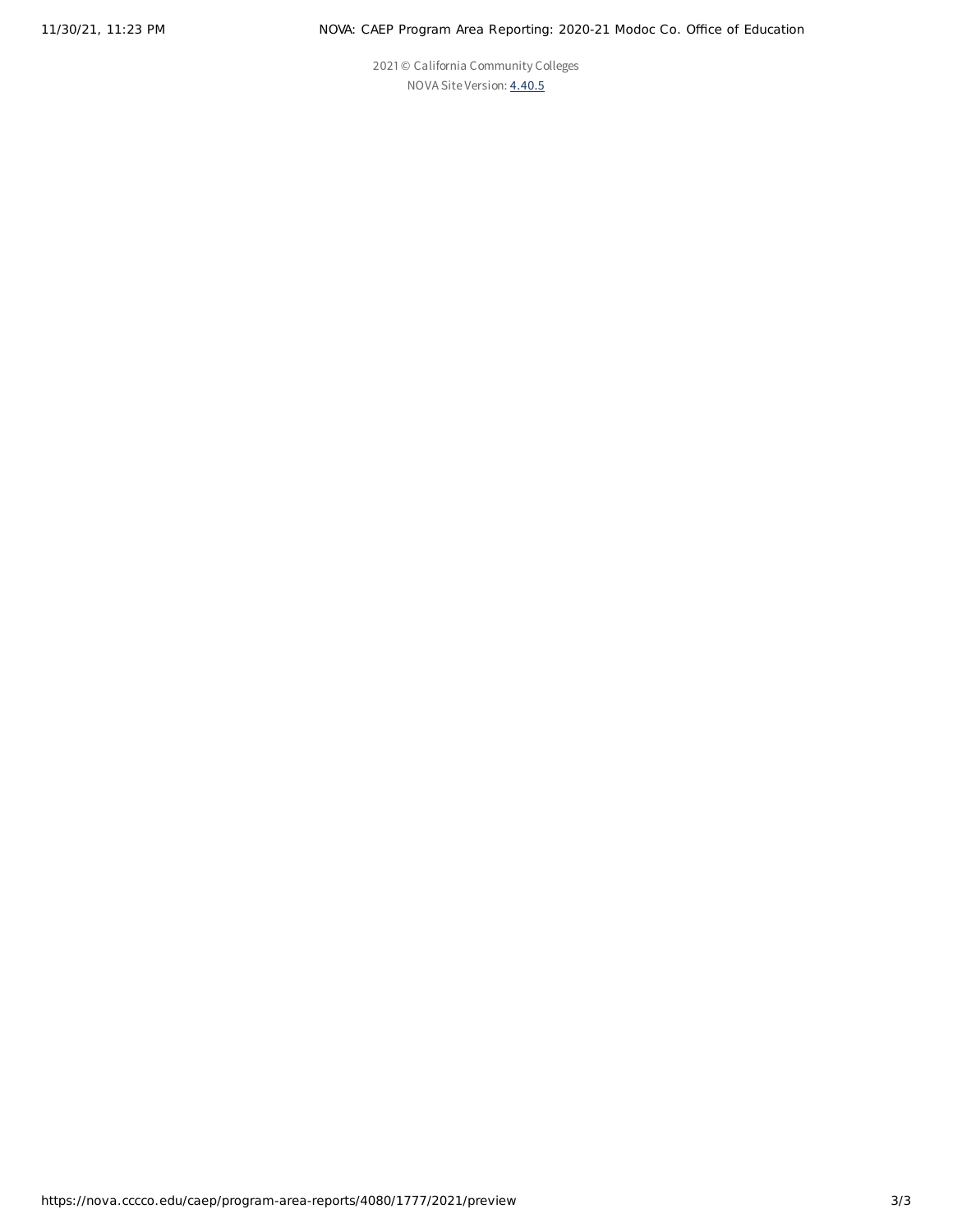2021 © California Community Colleges

NOVA Site Version: 4.40.5